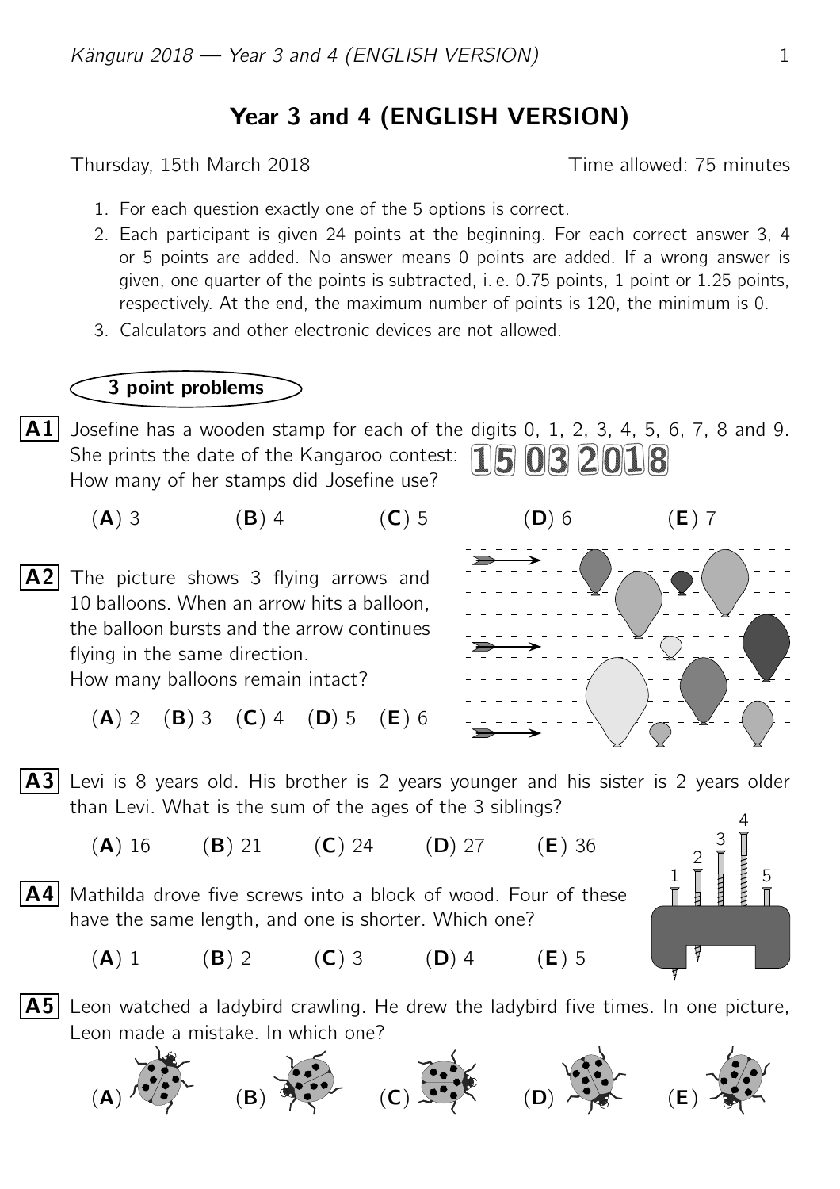# Year 3 and 4 (ENGLISH VERSION)

Thursday, 15th March 2018 Time allowed: 75 minutes

1. For each question exactly one of the 5 options is correct.
2. Each participant is given 24 points at the beginning. For each correct answer 3, 4 or 5 points are added. No answer means 0 points are added. If a wrong answer is given, one quarter of the points is subtracted, i. e. 0.75 points, 1 point or 1.25 points, respectively. At the end, the maximum number of points is 120, the minimum is 0.
3. Calculators and other electronic devices are not allowed.

## 3 point problems

**A1** Josefine has a wooden stamp for each of the digits 0, 1, 2, 3, 4, 5, 6, 7, 8 and 9. She prints the date of the Kangaroo contest: 15 03 2018
How many of her stamps did Josefine use?

(**A**) 3 (**B**) 4 (**C**) 5 (**D**) 6 (**E**) 7

**A2** The picture shows 3 flying arrows and 10 balloons. When an arrow hits a balloon, the balloon bursts and the arrow continues flying in the same direction.
How many balloons remain intact?

(**A**) 2 (**B**) 3 (**C**) 4 (**D**) 5 (**E**) 6

**A3** Levi is 8 years old. His brother is 2 years younger and his sister is 2 years older than Levi. What is the sum of the ages of the 3 siblings?

(**A**) 16 (**B**) 21 (**C**) 24 (**D**) 27 (**E**) 36

**A4** Mathilda drove five screws into a block of wood. Four of these have the same length, and one is shorter. Which one?

(**A**) 1 (**B**) 2 (**C**) 3 (**D**) 4 (**E**) 5

**A5** Leon watched a ladybird crawling. He drew the ladybird five times. In one picture, Leon made a mistake. In which one?

(**A**) (**B**) (**C**) (**D**) (**E**)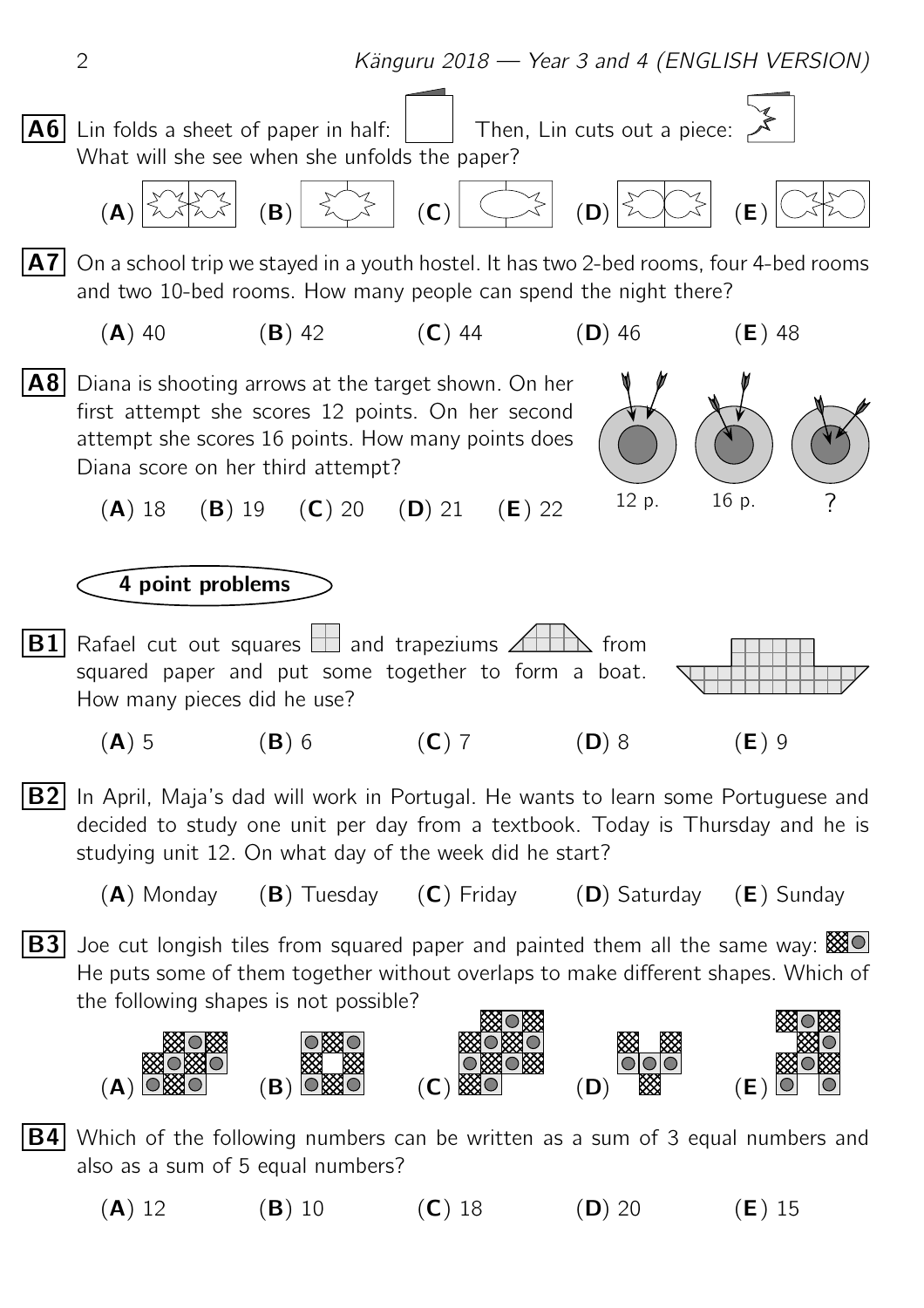**A6** Lin folds a sheet of paper in half: Then, Lin cuts out a piece: What will she see when she unfolds the paper?

(**A**) (**B**) (**C**) (**D**) (**E**)

**A7** On a school trip we stayed in a youth hostel. It has two 2-bed rooms, four 4-bed rooms and two 10-bed rooms. How many people can spend the night there?

(**A**) 40 (**B**) 42 (**C**) 44 (**D**) 46 (**E**) 48

**A8** Diana is shooting arrows at the target shown. On her first attempt she scores 12 points. On her second attempt she scores 16 points. How many points does Diana score on her third attempt?

(**A**) 18 (**B**) 19 (**C**) 20 (**D**) 21 (**E**) 22

12 p. 16 p. ?

## 4 point problems

**B1** Rafael cut out squares and trapeziums from squared paper and put some together to form a boat. How many pieces did he use?

(**A**) 5 (**B**) 6 (**C**) 7 (**D**) 8 (**E**) 9

**B2** In April, Maja's dad will work in Portugal. He wants to learn some Portuguese and decided to study one unit per day from a textbook. Today is Thursday and he is studying unit 12. On what day of the week did he start?

(**A**) Monday (**B**) Tuesday (**C**) Friday (**D**) Saturday (**E**) Sunday

**B3** Joe cut longish tiles from squared paper and painted them all the same way: He puts some of them together without overlaps to make different shapes. Which of the following shapes is not possible?

(**A**) (**B**) (**C**) (**D**) (**E**)

**B4** Which of the following numbers can be written as a sum of 3 equal numbers and also as a sum of 5 equal numbers?

(**A**) 12 (**B**) 10 (**C**) 18 (**D**) 20 (**E**) 15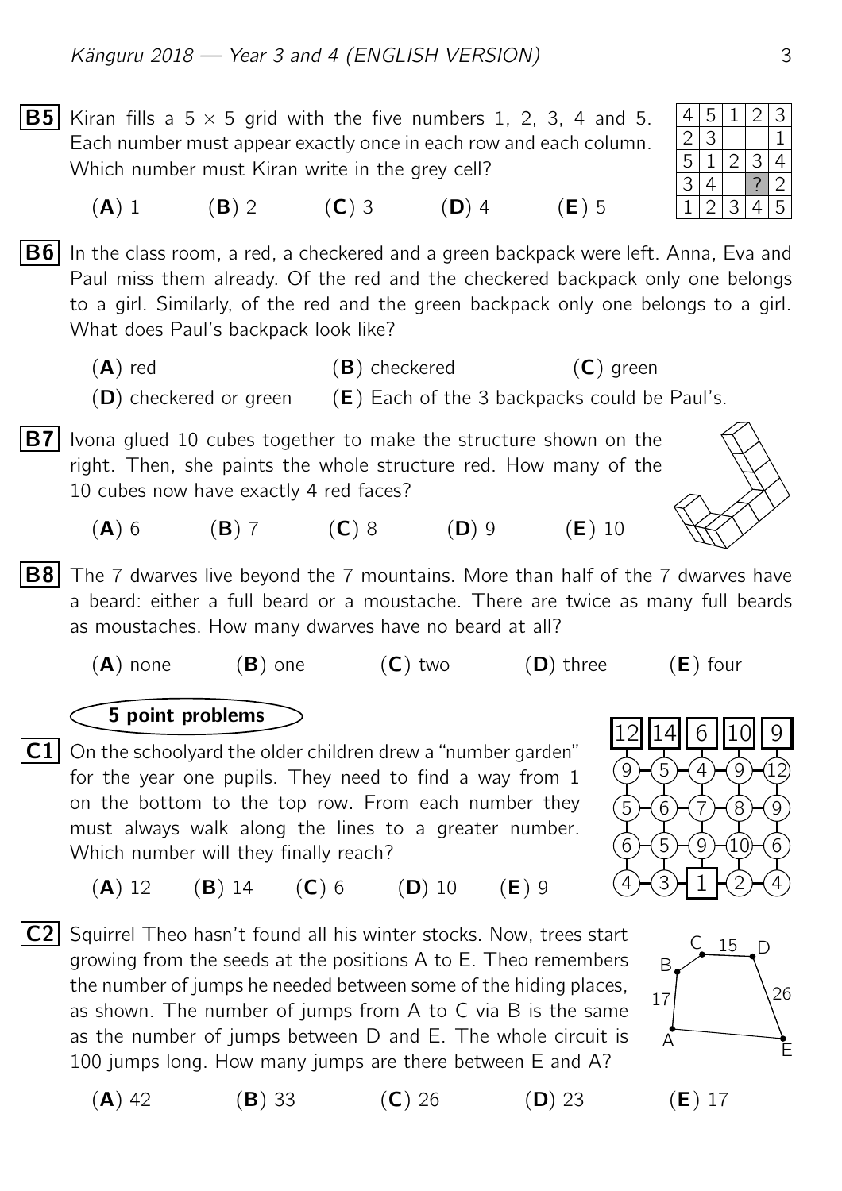**B5** Kiran fills a $5 \times 5$ grid with the five numbers 1, 2, 3, 4 and 5. Each number must appear exactly once in each row and each column. Which number must Kiran write in the grey cell?

| 4 | 5 | 1 | 2 | 3 |
|---|---|---|---|---|
| 2 | 3 | | | 1 |
| 5 | 1 | 2 | 3 | 4 |
| 3 | 4 | | ? | 2 |
| 1 | 2 | 3 | 4 | 5 |

(**A**) 1 (**B**) 2 (**C**) 3 (**D**) 4 (**E**) 5

**B6** In the class room, a red, a checkered and a green backpack were left. Anna, Eva and Paul miss them already. Of the red and the checkered backpack only one belongs to a girl. Similarly, of the red and the green backpack only one belongs to a girl. What does Paul's backpack look like?

(**A**) red (**B**) checkered (**C**) green
(**D**) checkered or green (**E**) Each of the 3 backpacks could be Paul's.

**B7** Ivona glued 10 cubes together to make the structure shown on the right. Then, she paints the whole structure red. How many of the 10 cubes now have exactly 4 red faces?

(**A**) 6 (**B**) 7 (**C**) 8 (**D**) 9 (**E**) 10

**B8** The 7 dwarves live beyond the 7 mountains. More than half of the 7 dwarves have a beard: either a full beard or a moustache. There are twice as many full beards as moustaches. How many dwarves have no beard at all?

(**A**) none (**B**) one (**C**) two (**D**) three (**E**) four

### 5 point problems

**C1** On the schoolyard the older children drew a "number garden" for the year one pupils. They need to find a way from 1 on the bottom to the top row. From each number they must always walk along the lines to a greater number. Which number will they finally reach?

| 12 | 14 | 6 | 10 | 9 |
|---|---|---|---|---|
| 9 | 5 | 4 | 9 | 12 |
| 5 | 6 | 7 | 8 | 9 |
| 6 | 5 | 9 | 10 | 6 |
| 4 | 3 | 1 | 2 | 4 |

(**A**) 12 (**B**) 14 (**C**) 6 (**D**) 10 (**E**) 9

**C2** Squirrel Theo hasn't found all his winter stocks. Now, trees start growing from the seeds at the positions A to E. Theo remembers the number of jumps he needed between some of the hiding places, as shown. The number of jumps from A to C via B is the same as the number of jumps between D and E. The whole circuit is 100 jumps long. How many jumps are there between E and A?

(**A**) 42 (**B**) 33 (**C**) 26 (**D**) 23 (**E**) 17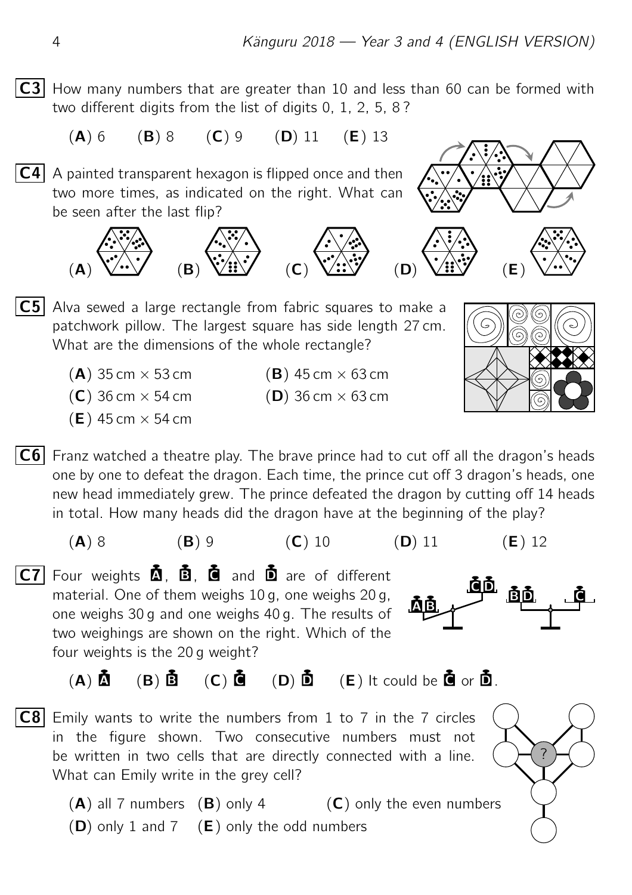**C3** How many numbers that are greater than 10 and less than 60 can be formed with two different digits from the list of digits 0, 1, 2, 5, 8 ?

(**A**) 6 (**B**) 8 (**C**) 9 (**D**) 11 (**E**) 13

**C4** A painted transparent hexagon is flipped once and then two more times, as indicated on the right. What can be seen after the last flip?

(**A**) (**B**) (**C**) (**D**) (**E**)

**C5** Alva sewed a large rectangle from fabric squares to make a patchwork pillow. The largest square has side length 27 cm. What are the dimensions of the whole rectangle?

(**A**) 35 cm × 53 cm (**B**) 45 cm × 63 cm
(**C**) 36 cm × 54 cm (**D**) 36 cm × 63 cm
(**E**) 45 cm × 54 cm

**C6** Franz watched a theatre play. The brave prince had to cut off all the dragon's heads one by one to defeat the dragon. Each time, the prince cut off 3 dragon's heads, one new head immediately grew. The prince defeated the dragon by cutting off 14 heads in total. How many heads did the dragon have at the beginning of the play?

(**A**) 8 (**B**) 9 (**C**) 10 (**D**) 11 (**E**) 12

**C7** Four weights A, B, C and D are of different material. One of them weighs 10 g, one weighs 20 g, one weighs 30 g and one weighs 40 g. The results of two weighings are shown on the right. Which of the four weights is the 20 g weight?

(**A**) A (**B**) B (**C**) C (**D**) D (**E**) It could be C or D.

**C8** Emily wants to write the numbers from 1 to 7 in the 7 circles in the figure shown. Two consecutive numbers must not be written in two cells that are directly connected with a line. What can Emily write in the grey cell?

(**A**) all 7 numbers (**B**) only 4 (**C**) only the even numbers
(**D**) only 1 and 7 (**E**) only the odd numbers